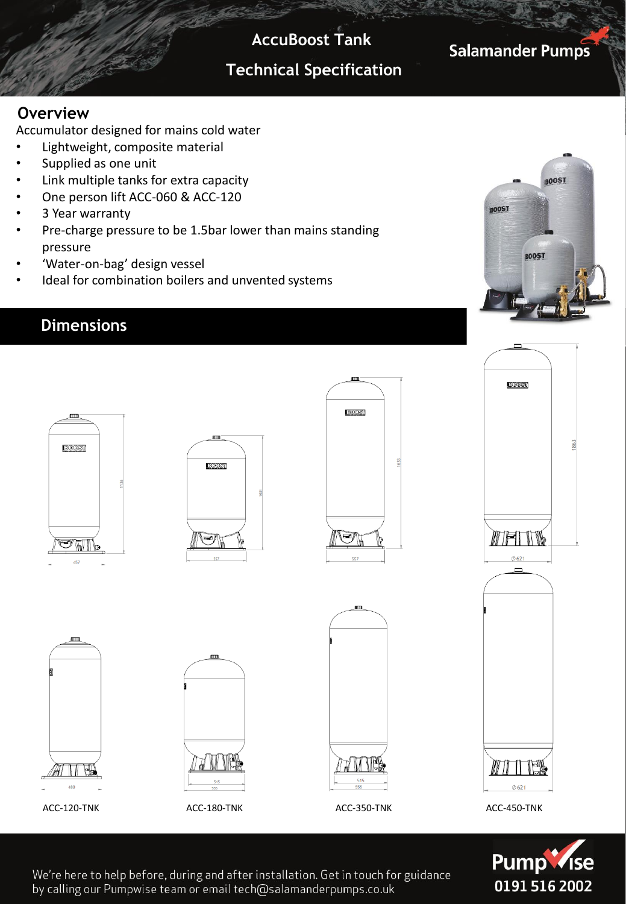# AccuBoost Tank

## Technical Specification

Salamander Pumps

## Overview

Accumulator designed for mains cold water

- Lightweight, composite material
- Supplied as one unit
- Link multiple tanks for extra capacity
- One person lift ACC-060 & ACC-120
- 3 Year warranty
- Pre-charge pressure to be 1.5bar lower than mains standing pressure
- 'Water-on-bag' design vessel
- Ideal for combination boilers and unvented systems

## Dimensions

ACC-120-TNK

ACC-180-TNK

ACC-350-TNK

ACC-450-TNK

We're here to help before, during and after installation. Get in touch for guidance by calling our Pumpwise team or email tech@salamanderpumps.co.uk

Pumpwise 0191 516 2002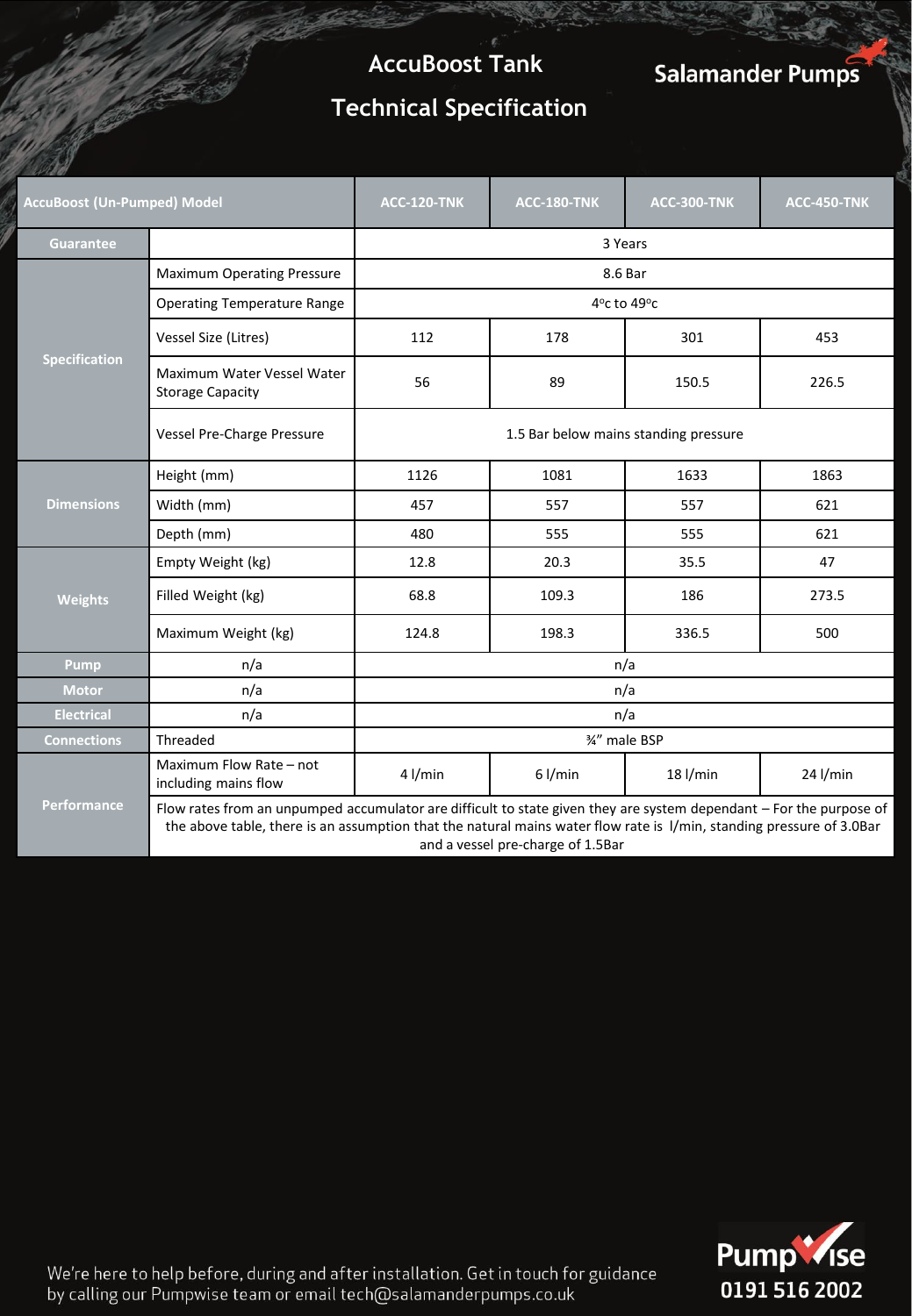# AccuBoost Tank

## Technical Specification

**Salamander Pumps**

| AccuBoost (Un-Pumped) Model | | ACC-120-TNK | ACC-180-TNK | ACC-300-TNK | ACC-450-TNK |
|---|---|---|---|---|---|
| Guarantee | | 3 Years | | | |
| Specification | Maximum Operating Pressure | 8.6 Bar | | | |
| | Operating Temperature Range | 4°c to 49°c | | | |
| | Vessel Size (Litres) | 112 | 178 | 301 | 453 |
| | Maximum Water Vessel Water Storage Capacity | 56 | 89 | 150.5 | 226.5 |
| | Vessel Pre-Charge Pressure | 1.5 Bar below mains standing pressure | | | |
| Dimensions | Height (mm) | 1126 | 1081 | 1633 | 1863 |
| | Width (mm) | 457 | 557 | 557 | 621 |
| | Depth (mm) | 480 | 555 | 555 | 621 |
| Weights | Empty Weight (kg) | 12.8 | 20.3 | 35.5 | 47 |
| | Filled Weight (kg) | 68.8 | 109.3 | 186 | 273.5 |
| | Maximum Weight (kg) | 124.8 | 198.3 | 336.5 | 500 |
| Pump | n/a | n/a | | | |
| Motor | n/a | n/a | | | |
| Electrical | n/a | n/a | | | |
| Connections | Threaded | ¾" male BSP | | | |
| Performance | Maximum Flow Rate – not including mains flow | 4 l/min | 6 l/min | 18 l/min | 24 l/min |
| | Flow rates from an unpumped accumulator are difficult to state given they are system dependant – For the purpose of the above table, there is an assumption that the natural mains water flow rate is l/min, standing pressure of 3.0Bar and a vessel pre-charge of 1.5Bar | | | | |

We're here to help before, during and after installation. Get in touch for guidance by calling our Pumpwise team or email tech@salamanderpumps.co.uk

**PumpWise**
**0191 516 2002**